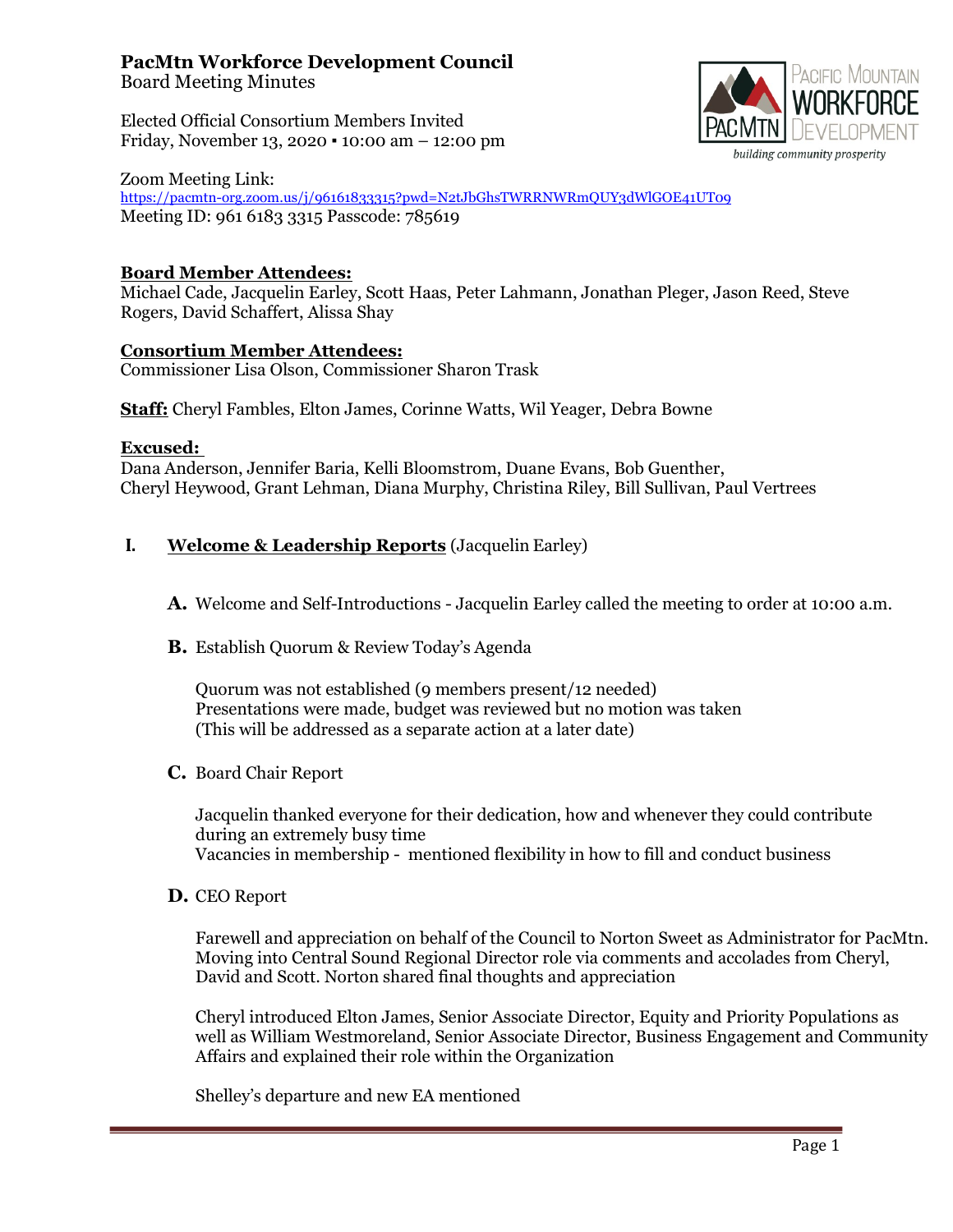# PacMtn Workforce Development Council

Board Meeting Minutes

Elected Official Consortium Members Invited
Friday, November 13, 2020 ▪ 10:00 am – 12:00 pm

Zoom Meeting Link:
https://pacmtn-org.zoom.us/j/96161833315?pwd=N2tJbGhsTWRRNWRmQUY3dWlGOE41UT09
Meeting ID: 961 6183 3315 Passcode: 785619

**Board Member Attendees:**
Michael Cade, Jacquelin Earley, Scott Haas, Peter Lahmann, Jonathan Pleger, Jason Reed, Steve Rogers, David Schaffert, Alissa Shay

**Consortium Member Attendees:**
Commissioner Lisa Olson, Commissioner Sharon Trask

**Staff:** Cheryl Fambles, Elton James, Corinne Watts, Wil Yeager, Debra Bowne

**Excused:**
Dana Anderson, Jennifer Baria, Kelli Bloomstrom, Duane Evans, Bob Guenther, Cheryl Heywood, Grant Lehman, Diana Murphy, Christina Riley, Bill Sullivan, Paul Vertrees

## I. Welcome & Leadership Reports (Jacquelin Earley)

**A.** Welcome and Self-Introductions - Jacquelin Earley called the meeting to order at 10:00 a.m.

**B.** Establish Quorum & Review Today's Agenda

Quorum was not established (9 members present/12 needed)
Presentations were made, budget was reviewed but no motion was taken
(This will be addressed as a separate action at a later date)

**C.** Board Chair Report

Jacquelin thanked everyone for their dedication, how and whenever they could contribute during an extremely busy time
Vacancies in membership - mentioned flexibility in how to fill and conduct business

**D.** CEO Report

Farewell and appreciation on behalf of the Council to Norton Sweet as Administrator for PacMtn. Moving into Central Sound Regional Director role via comments and accolades from Cheryl, David and Scott. Norton shared final thoughts and appreciation

Cheryl introduced Elton James, Senior Associate Director, Equity and Priority Populations as well as William Westmoreland, Senior Associate Director, Business Engagement and Community Affairs and explained their role within the Organization

Shelley's departure and new EA mentioned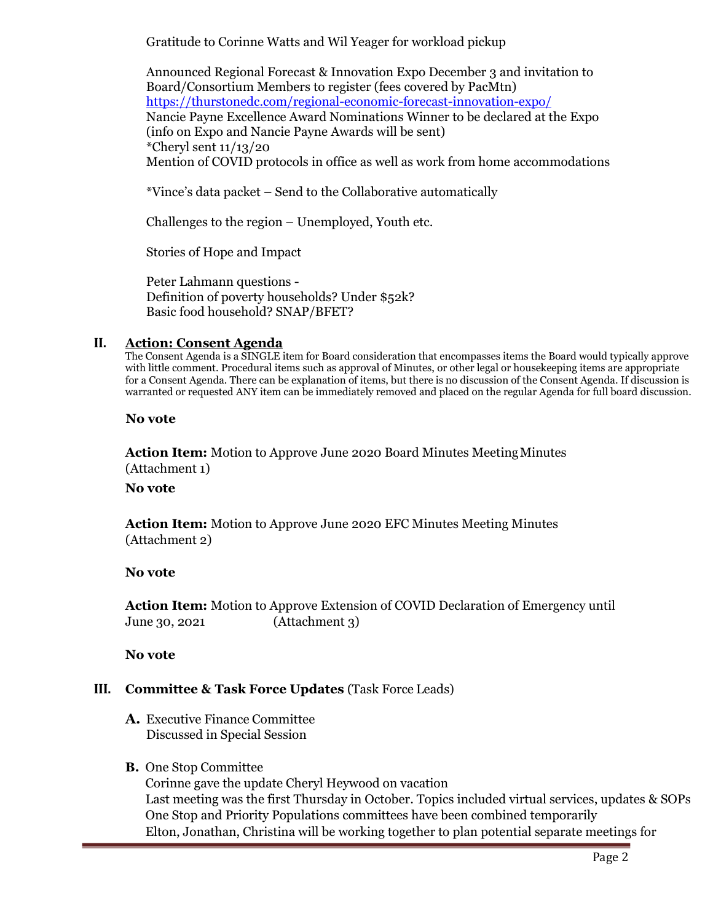Gratitude to Corinne Watts and Wil Yeager for workload pickup

Announced Regional Forecast & Innovation Expo December 3 and invitation to Board/Consortium Members to register (fees covered by PacMtn)
https://thurstonedc.com/regional-economic-forecast-innovation-expo/
Nancie Payne Excellence Award Nominations Winner to be declared at the Expo (info on Expo and Nancie Payne Awards will be sent)
*Cheryl sent 11/13/20
Mention of COVID protocols in office as well as work from home accommodations

*Vince's data packet – Send to the Collaborative automatically

Challenges to the region – Unemployed, Youth etc.

Stories of Hope and Impact

Peter Lahmann questions -
Definition of poverty households? Under $52k?
Basic food household? SNAP/BFET?

## II. Action: Consent Agenda

The Consent Agenda is a SINGLE item for Board consideration that encompasses items the Board would typically approve with little comment. Procedural items such as approval of Minutes, or other legal or housekeeping items are appropriate for a Consent Agenda. There can be explanation of items, but there is no discussion of the Consent Agenda. If discussion is warranted or requested ANY item can be immediately removed and placed on the regular Agenda for full board discussion.

**No vote**

**Action Item:** Motion to Approve June 2020 Board Minutes Meeting Minutes (Attachment 1)

**No vote**

**Action Item:** Motion to Approve June 2020 EFC Minutes Meeting Minutes (Attachment 2)

**No vote**

**Action Item:** Motion to Approve Extension of COVID Declaration of Emergency until June 30, 2021 (Attachment 3)

**No vote**

## III. Committee & Task Force Updates (Task Force Leads)

**A.** Executive Finance Committee
Discussed in Special Session

**B.** One Stop Committee
Corinne gave the update Cheryl Heywood on vacation
Last meeting was the first Thursday in October. Topics included virtual services, updates & SOPs
One Stop and Priority Populations committees have been combined temporarily
Elton, Jonathan, Christina will be working together to plan potential separate meetings for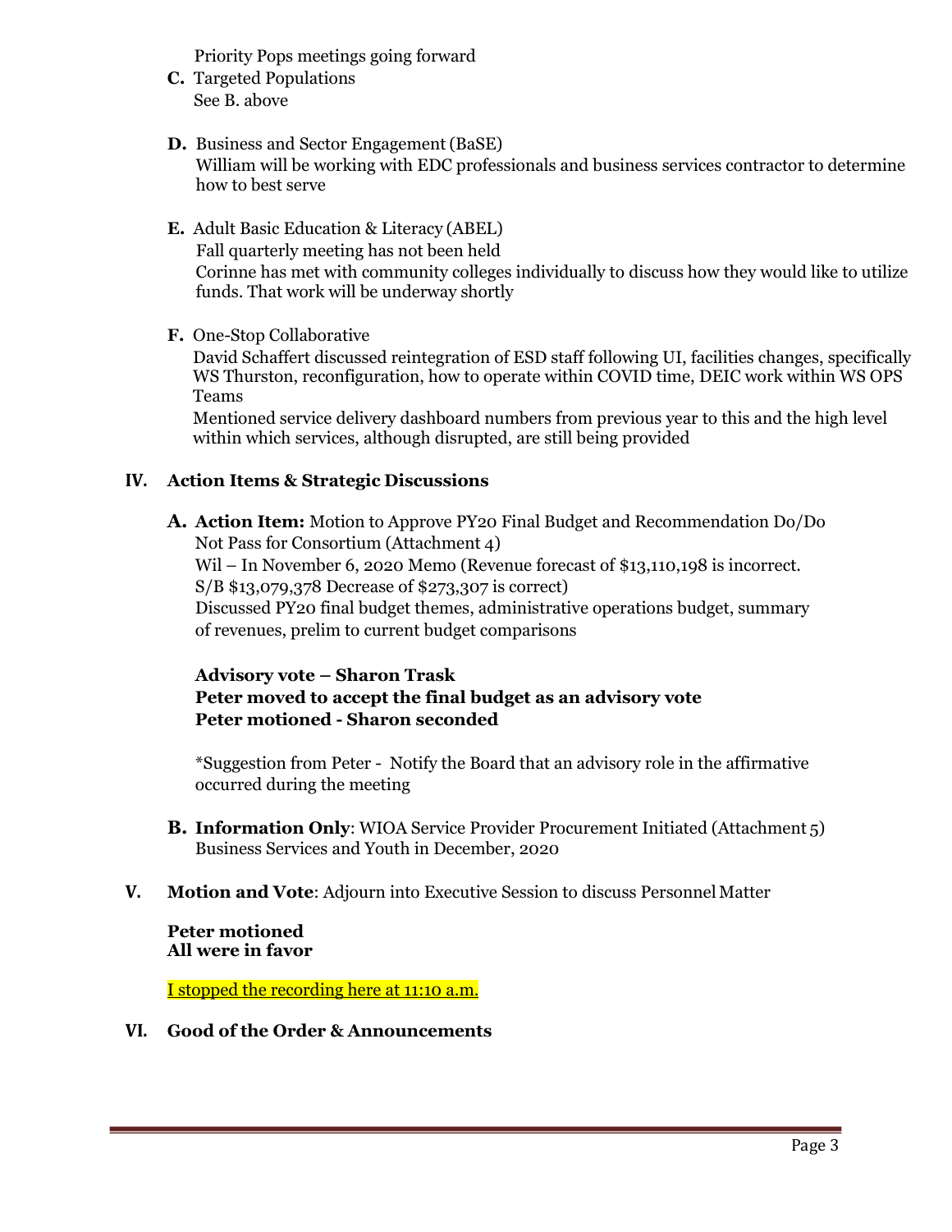Priority Pops meetings going forward

**C.** Targeted Populations
See B. above

**D.** Business and Sector Engagement (BaSE)
William will be working with EDC professionals and business services contractor to determine how to best serve

**E.** Adult Basic Education & Literacy (ABEL)
Fall quarterly meeting has not been held
Corinne has met with community colleges individually to discuss how they would like to utilize funds. That work will be underway shortly

**F.** One-Stop Collaborative
David Schaffert discussed reintegration of ESD staff following UI, facilities changes, specifically WS Thurston, reconfiguration, how to operate within COVID time, DEIC work within WS OPS Teams
Mentioned service delivery dashboard numbers from previous year to this and the high level within which services, although disrupted, are still being provided

## IV. Action Items & Strategic Discussions

**A. Action Item:** Motion to Approve PY20 Final Budget and Recommendation Do/Do Not Pass for Consortium (Attachment 4)
Wil – In November 6, 2020 Memo (Revenue forecast of $13,110,198 is incorrect. S/B $13,079,378 Decrease of $273,307 is correct)
Discussed PY20 final budget themes, administrative operations budget, summary of revenues, prelim to current budget comparisons

**Advisory vote – Sharon Trask**
**Peter moved to accept the final budget as an advisory vote**
**Peter motioned - Sharon seconded**

*Suggestion from Peter - Notify the Board that an advisory role in the affirmative occurred during the meeting

**B. Information Only**: WIOA Service Provider Procurement Initiated (Attachment 5)
Business Services and Youth in December, 2020

## V. Motion and Vote: Adjourn into Executive Session to discuss Personnel Matter

**Peter motioned**
**All were in favor**

I stopped the recording here at 11:10 a.m.

## VI. Good of the Order & Announcements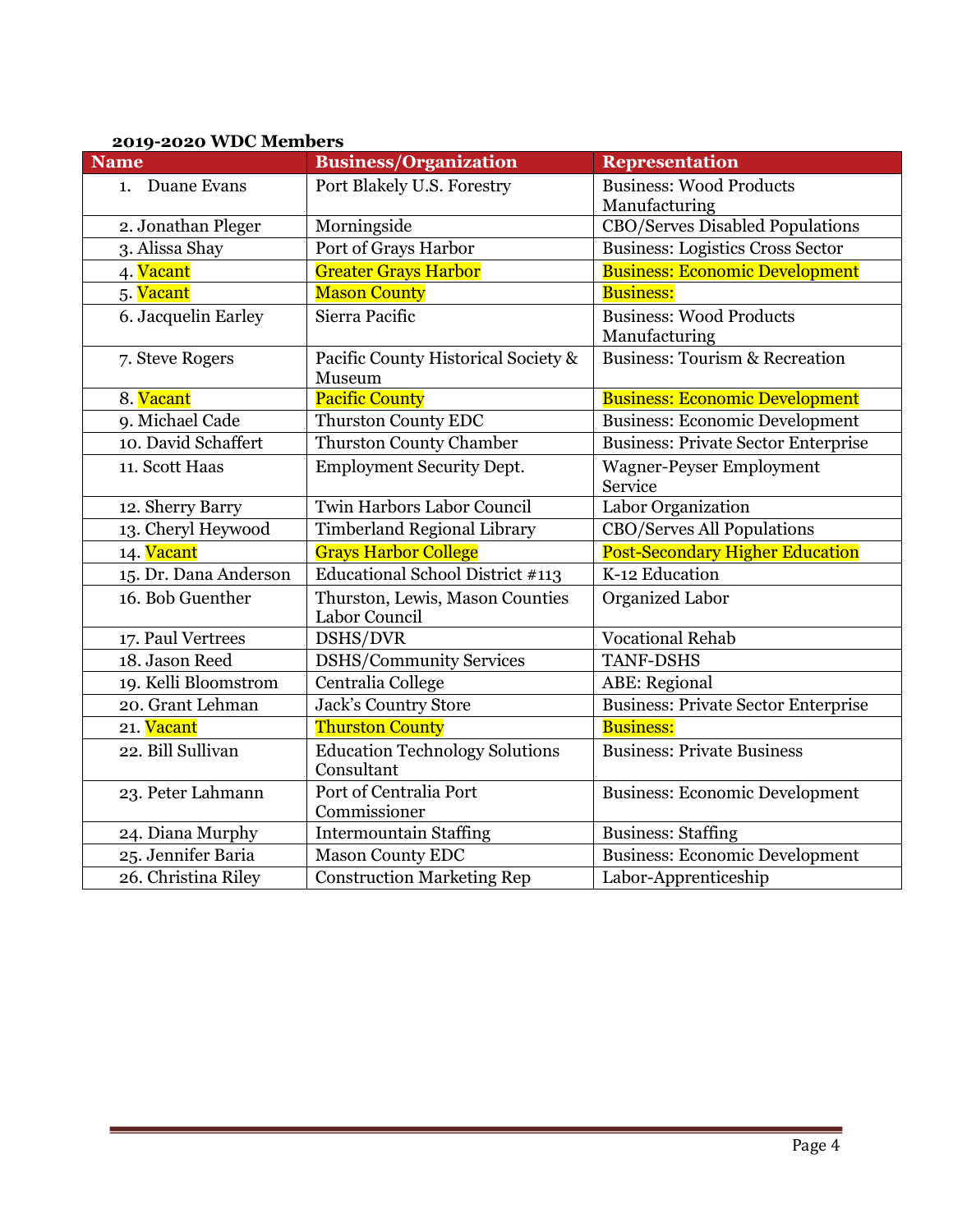**2019-2020 WDC Members**

| Name | Business/Organization | Representation |
|---|---|---|
| 1. Duane Evans | Port Blakely U.S. Forestry | Business: Wood Products Manufacturing |
| 2. Jonathan Pleger | Morningside | CBO/Serves Disabled Populations |
| 3. Alissa Shay | Port of Grays Harbor | Business: Logistics Cross Sector |
| 4. Vacant | Greater Grays Harbor | Business: Economic Development |
| 5. Vacant | Mason County | Business: |
| 6. Jacquelin Earley | Sierra Pacific | Business: Wood Products Manufacturing |
| 7. Steve Rogers | Pacific County Historical Society & Museum | Business: Tourism & Recreation |
| 8. Vacant | Pacific County | Business: Economic Development |
| 9. Michael Cade | Thurston County EDC | Business: Economic Development |
| 10. David Schaffert | Thurston County Chamber | Business: Private Sector Enterprise |
| 11. Scott Haas | Employment Security Dept. | Wagner-Peyser Employment Service |
| 12. Sherry Barry | Twin Harbors Labor Council | Labor Organization |
| 13. Cheryl Heywood | Timberland Regional Library | CBO/Serves All Populations |
| 14. Vacant | Grays Harbor College | Post-Secondary Higher Education |
| 15. Dr. Dana Anderson | Educational School District #113 | K-12 Education |
| 16. Bob Guenther | Thurston, Lewis, Mason Counties Labor Council | Organized Labor |
| 17. Paul Vertrees | DSHS/DVR | Vocational Rehab |
| 18. Jason Reed | DSHS/Community Services | TANF-DSHS |
| 19. Kelli Bloomstrom | Centralia College | ABE: Regional |
| 20. Grant Lehman | Jack's Country Store | Business: Private Sector Enterprise |
| 21. Vacant | Thurston County | Business: |
| 22. Bill Sullivan | Education Technology Solutions Consultant | Business: Private Business |
| 23. Peter Lahmann | Port of Centralia Port Commissioner | Business: Economic Development |
| 24. Diana Murphy | Intermountain Staffing | Business: Staffing |
| 25. Jennifer Baria | Mason County EDC | Business: Economic Development |
| 26. Christina Riley | Construction Marketing Rep | Labor-Apprenticeship |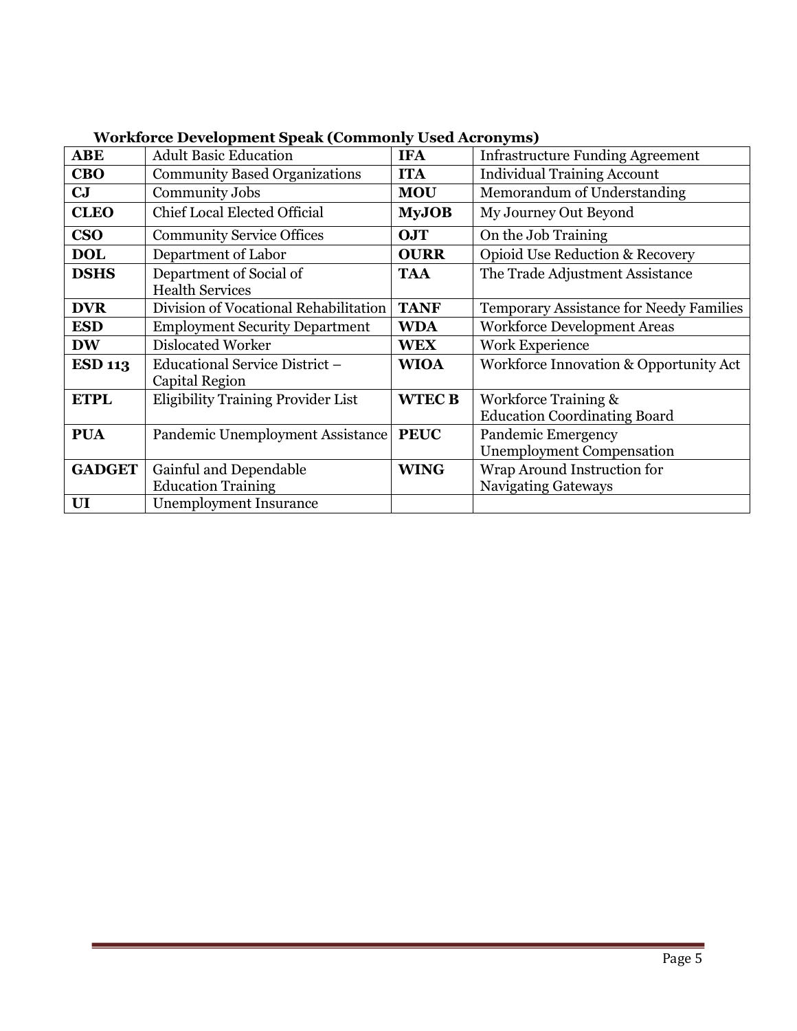**Workforce Development Speak (Commonly Used Acronyms)**

| | | | |
|---|---|---|---|
| **ABE** | Adult Basic Education | **IFA** | Infrastructure Funding Agreement |
| **CBO** | Community Based Organizations | **ITA** | Individual Training Account |
| **CJ** | Community Jobs | **MOU** | Memorandum of Understanding |
| **CLEO** | Chief Local Elected Official | **MyJOB** | My Journey Out Beyond |
| **CSO** | Community Service Offices | **OJT** | On the Job Training |
| **DOL** | Department of Labor | **OURR** | Opioid Use Reduction & Recovery |
| **DSHS** | Department of Social of Health Services | **TAA** | The Trade Adjustment Assistance |
| **DVR** | Division of Vocational Rehabilitation | **TANF** | Temporary Assistance for Needy Families |
| **ESD** | Employment Security Department | **WDA** | Workforce Development Areas |
| **DW** | Dislocated Worker | **WEX** | Work Experience |
| **ESD 113** | Educational Service District – Capital Region | **WIOA** | Workforce Innovation & Opportunity Act |
| **ETPL** | Eligibility Training Provider List | **WTEC B** | Workforce Training & Education Coordinating Board |
| **PUA** | Pandemic Unemployment Assistance | **PEUC** | Pandemic Emergency Unemployment Compensation |
| **GADGET** | Gainful and Dependable Education Training | **WING** | Wrap Around Instruction for Navigating Gateways |
| **UI** | Unemployment Insurance | | |